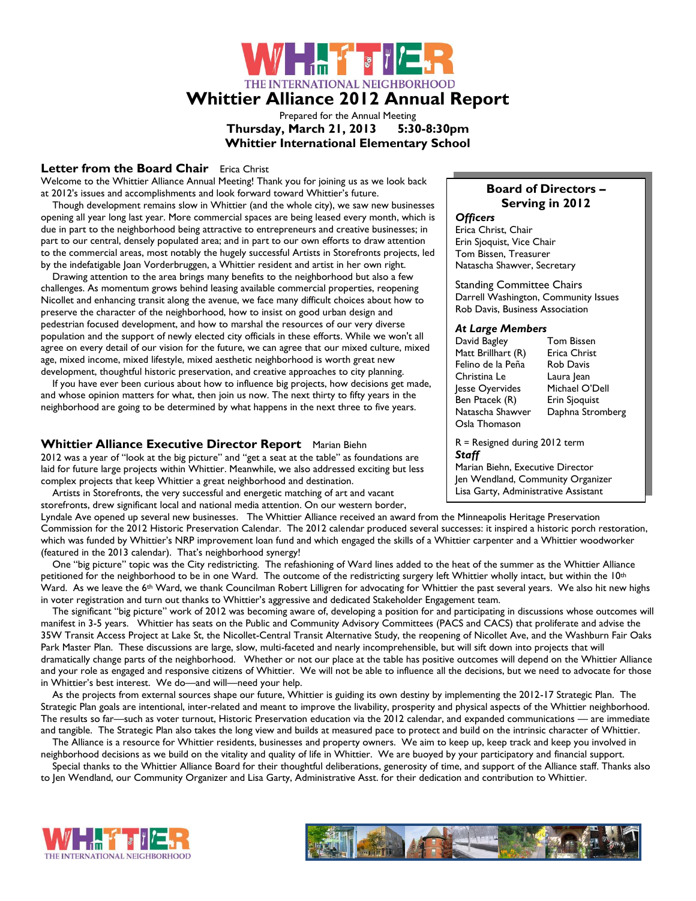THE INTERNATIONAL NEIGHBORHOOD

# Whittier Alliance 2012 Annual Report

Prepared for the Annual Meeting

**Thursday, March 21, 2013 5:30-8:30pm**

**Whittier International Elementary School**

## Letter from the Board Chair

Erica Christ

Welcome to the Whittier Alliance Annual Meeting! Thank you for joining us as we look back at 2012's issues and accomplishments and look forward toward Whittier's future.

Though development remains slow in Whittier (and the whole city), we saw new businesses opening all year long last year. More commercial spaces are being leased every month, which is due in part to the neighborhood being attractive to entrepreneurs and creative businesses; in part to our central, densely populated area; and in part to our own efforts to draw attention to the commercial areas, most notably the hugely successful Artists in Storefronts projects, led by the indefatigable Joan Vorderbruggen, a Whittier resident and artist in her own right.

Drawing attention to the area brings many benefits to the neighborhood but also a few challenges. As momentum grows behind leasing available commercial properties, reopening Nicollet and enhancing transit along the avenue, we face many difficult choices about how to preserve the character of the neighborhood, how to insist on good urban design and pedestrian focused development, and how to marshal the resources of our very diverse population and the support of newly elected city officials in these efforts. While we won't all agree on every detail of our vision for the future, we can agree that our mixed culture, mixed age, mixed income, mixed lifestyle, mixed aesthetic neighborhood is worth great new development, thoughtful historic preservation, and creative approaches to city planning.

If you have ever been curious about how to influence big projects, how decisions get made, and whose opinion matters for what, then join us now. The next thirty to fifty years in the neighborhood are going to be determined by what happens in the next three to five years.

### Board of Directors – Serving in 2012

***Officers***

Erica Christ, Chair
Erin Sjoquist, Vice Chair
Tom Bissen, Treasurer
Natascha Shawver, Secretary

Standing Committee Chairs

Darrell Washington, Community Issues
Rob Davis, Business Association

***At Large Members***

David Bagley
Matt Brillhart (R)
Felino de la Peña
Christina Le
Jesse Oyervides
Ben Ptacek (R)
Natascha Shawver
Osla Thomason
Tom Bissen
Erica Christ
Rob Davis
Laura Jean
Michael O'Dell
Erin Sjoquist
Daphna Stromberg

R = Resigned during 2012 term

***Staff***

Marian Biehn, Executive Director
Jen Wendland, Community Organizer
Lisa Garty, Administrative Assistant

## Whittier Alliance Executive Director Report

Marian Biehn

2012 was a year of "look at the big picture" and "get a seat at the table" as foundations are laid for future large projects within Whittier. Meanwhile, we also addressed exciting but less complex projects that keep Whittier a great neighborhood and destination.

Artists in Storefronts, the very successful and energetic matching of art and vacant storefronts, drew significant local and national media attention. On our western border, Lyndale Ave opened up several new businesses. The Whittier Alliance received an award from the Minneapolis Heritage Preservation Commission for the 2012 Historic Preservation Calendar. The 2012 calendar produced several successes: it inspired a historic porch restoration, which was funded by Whittier's NRP improvement loan fund and which engaged the skills of a Whittier carpenter and a Whittier woodworker (featured in the 2013 calendar). That's neighborhood synergy!

One "big picture" topic was the City redistricting. The refashioning of Ward lines added to the heat of the summer as the Whittier Alliance petitioned for the neighborhood to be in one Ward. The outcome of the redistricting surgery left Whittier wholly intact, but within the 10th Ward. As we leave the 6th Ward, we thank Councilman Robert Lilligren for advocating for Whittier the past several years. We also hit new highs in voter registration and turn out thanks to Whittier's aggressive and dedicated Stakeholder Engagement team.

The significant "big picture" work of 2012 was becoming aware of, developing a position for and participating in discussions whose outcomes will manifest in 3-5 years. Whittier has seats on the Public and Community Advisory Committees (PACS and CACS) that proliferate and advise the 35W Transit Access Project at Lake St, the Nicollet-Central Transit Alternative Study, the reopening of Nicollet Ave, and the Washburn Fair Oaks Park Master Plan. These discussions are large, slow, multi-faceted and nearly incomprehensible, but will sift down into projects that will dramatically change parts of the neighborhood. Whether or not our place at the table has positive outcomes will depend on the Whittier Alliance and your role as engaged and responsive citizens of Whittier. We will not be able to influence all the decisions, but we need to advocate for those in Whittier's best interest. We do—and will—need your help.

As the projects from external sources shape our future, Whittier is guiding its own destiny by implementing the 2012-17 Strategic Plan. The Strategic Plan goals are intentional, inter-related and meant to improve the livability, prosperity and physical aspects of the Whittier neighborhood. The results so far—such as voter turnout, Historic Preservation education via the 2012 calendar, and expanded communications — are immediate and tangible. The Strategic Plan also takes the long view and builds at measured pace to protect and build on the intrinsic character of Whittier.

The Alliance is a resource for Whittier residents, businesses and property owners. We aim to keep up, keep track and keep you involved in neighborhood decisions as we build on the vitality and quality of life in Whittier. We are buoyed by your participatory and financial support.

Special thanks to the Whittier Alliance Board for their thoughtful deliberations, generosity of time, and support of the Alliance staff. Thanks also to Jen Wendland, our Community Organizer and Lisa Garty, Administrative Asst. for their dedication and contribution to Whittier.

THE INTERNATIONAL NEIGHBORHOOD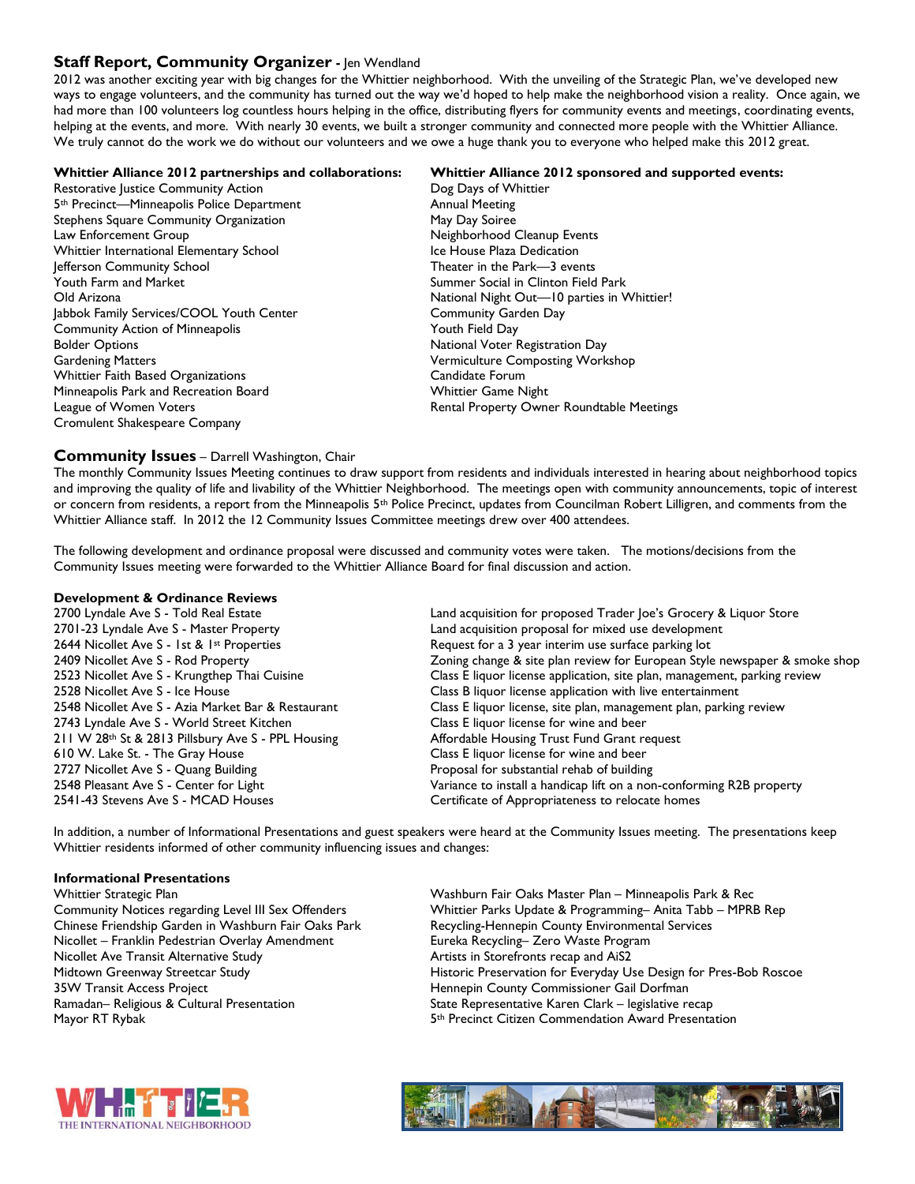## Staff Report, Community Organizer - Jen Wendland

2012 was another exciting year with big changes for the Whittier neighborhood. With the unveiling of the Strategic Plan, we've developed new ways to engage volunteers, and the community has turned out the way we'd hoped to help make the neighborhood vision a reality. Once again, we had more than 100 volunteers log countless hours helping in the office, distributing flyers for community events and meetings, coordinating events, helping at the events, and more. With nearly 30 events, we built a stronger community and connected more people with the Whittier Alliance. We truly cannot do the work we do without our volunteers and we owe a huge thank you to everyone who helped make this 2012 great.

**Whittier Alliance 2012 partnerships and collaborations:**

Restorative Justice Community Action
5th Precinct—Minneapolis Police Department
Stephens Square Community Organization
Law Enforcement Group
Whittier International Elementary School
Jefferson Community School
Youth Farm and Market
Old Arizona
Jabbok Family Services/COOL Youth Center
Community Action of Minneapolis
Bolder Options
Gardening Matters
Whittier Faith Based Organizations
Minneapolis Park and Recreation Board
League of Women Voters
Cromulent Shakespeare Company

**Whittier Alliance 2012 sponsored and supported events:**

Dog Days of Whittier
Annual Meeting
May Day Soiree
Neighborhood Cleanup Events
Ice House Plaza Dedication
Theater in the Park—3 events
Summer Social in Clinton Field Park
National Night Out—10 parties in Whittier!
Community Garden Day
Youth Field Day
National Voter Registration Day
Vermiculture Composting Workshop
Candidate Forum
Whittier Game Night
Rental Property Owner Roundtable Meetings

## Community Issues – Darrell Washington, Chair

The monthly Community Issues Meeting continues to draw support from residents and individuals interested in hearing about neighborhood topics and improving the quality of life and livability of the Whittier Neighborhood. The meetings open with community announcements, topic of interest or concern from residents, a report from the Minneapolis 5th Police Precinct, updates from Councilman Robert Lilligren, and comments from the Whittier Alliance staff. In 2012 the 12 Community Issues Committee meetings drew over 400 attendees.

The following development and ordinance proposal were discussed and community votes were taken. The motions/decisions from the Community Issues meeting were forwarded to the Whittier Alliance Board for final discussion and action.

**Development & Ordinance Reviews**

| | |
|---|---|
| 2700 Lyndale Ave S - Told Real Estate | Land acquisition for proposed Trader Joe's Grocery & Liquor Store |
| 2701-23 Lyndale Ave S - Master Property | Land acquisition proposal for mixed use development |
| 2644 Nicollet Ave S - 1st & 1st Properties | Request for a 3 year interim use surface parking lot |
| 2409 Nicollet Ave S - Rod Property | Zoning change & site plan review for European Style newspaper & smoke shop |
| 2523 Nicollet Ave S - Krungthep Thai Cuisine | Class E liquor license application, site plan, management, parking review |
| 2528 Nicollet Ave S - Ice House | Class B liquor license application with live entertainment |
| 2548 Nicollet Ave S - Azia Market Bar & Restaurant | Class E liquor license, site plan, management plan, parking review |
| 2743 Lyndale Ave S - World Street Kitchen | Class E liquor license for wine and beer |
| 211 W 28th St & 2813 Pillsbury Ave S - PPL Housing | Affordable Housing Trust Fund Grant request |
| 610 W. Lake St. - The Gray House | Class E liquor license for wine and beer |
| 2727 Nicollet Ave S - Quang Building | Proposal for substantial rehab of building |
| 2548 Pleasant Ave S - Center for Light | Variance to install a handicap lift on a non-conforming R2B property |
| 2541-43 Stevens Ave S - MCAD Houses | Certificate of Appropriateness to relocate homes |

In addition, a number of Informational Presentations and guest speakers were heard at the Community Issues meeting. The presentations keep Whittier residents informed of other community influencing issues and changes:

**Informational Presentations**

Whittier Strategic Plan
Community Notices regarding Level III Sex Offenders
Chinese Friendship Garden in Washburn Fair Oaks Park
Nicollet – Franklin Pedestrian Overlay Amendment
Nicollet Ave Transit Alternative Study
Midtown Greenway Streetcar Study
35W Transit Access Project
Ramadan– Religious & Cultural Presentation
Mayor RT Rybak
Washburn Fair Oaks Master Plan – Minneapolis Park & Rec
Whittier Parks Update & Programming– Anita Tabb – MPRB Rep
Recycling-Hennepin County Environmental Services
Eureka Recycling– Zero Waste Program
Artists in Storefronts recap and AiS2
Historic Preservation for Everyday Use Design for Pres-Bob Roscoe
Hennepin County Commissioner Gail Dorfman
State Representative Karen Clark – legislative recap
5th Precinct Citizen Commendation Award Presentation

WHITTIER THE INTERNATIONAL NEIGHBORHOOD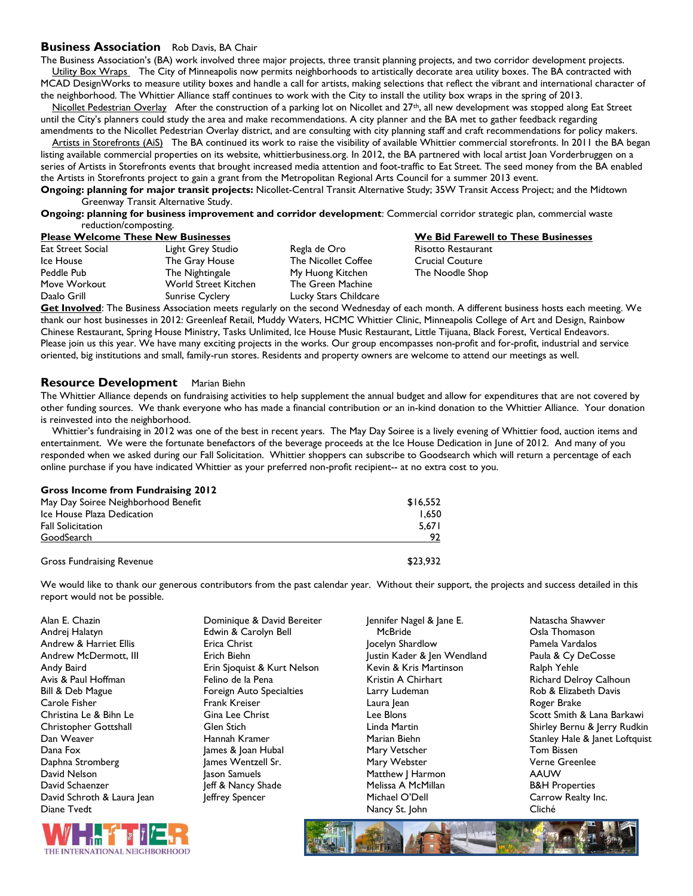## Business Association  Rob Davis, BA Chair

The Business Association's (BA) work involved three major projects, three transit planning projects, and two corridor development projects.

Utility Box Wraps  The City of Minneapolis now permits neighborhoods to artistically decorate area utility boxes. The BA contracted with MCAD DesignWorks to measure utility boxes and handle a call for artists, making selections that reflect the vibrant and international character of the neighborhood. The Whittier Alliance staff continues to work with the City to install the utility box wraps in the spring of 2013.

Nicollet Pedestrian Overlay  After the construction of a parking lot on Nicollet and 27th, all new development was stopped along Eat Street until the City's planners could study the area and make recommendations. A city planner and the BA met to gather feedback regarding amendments to the Nicollet Pedestrian Overlay district, and are consulting with city planning staff and craft recommendations for policy makers.

Artists in Storefronts (AiS)  The BA continued its work to raise the visibility of available Whittier commercial storefronts. In 2011 the BA began listing available commercial properties on its website, whittierbusiness.org. In 2012, the BA partnered with local artist Joan Vorderbruggen on a series of Artists in Storefronts events that brought increased media attention and foot-traffic to Eat Street. The seed money from the BA enabled the Artists in Storefronts project to gain a grant from the Metropolitan Regional Arts Council for a summer 2013 event.

**Ongoing: planning for major transit projects:** Nicollet-Central Transit Alternative Study; 35W Transit Access Project; and the Midtown Greenway Transit Alternative Study.

**Ongoing: planning for business improvement and corridor development**: Commercial corridor strategic plan, commercial waste reduction/composting.

**Please Welcome These New Businesses**

- Eat Street Social
- Ice House
- Peddle Pub
- Move Workout
- Daalo Grill
- Light Grey Studio
- The Gray House
- The Nightingale
- World Street Kitchen
- Sunrise Cyclery
- Regla de Oro
- The Nicollet Coffee
- My Huong Kitchen
- The Green Machine
- Lucky Stars Childcare

**We Bid Farewell to These Businesses**

- Risotto Restaurant
- Crucial Couture
- The Noodle Shop

**Get Involved**: The Business Association meets regularly on the second Wednesday of each month. A different business hosts each meeting. We thank our host businesses in 2012: Greenleaf Retail, Muddy Waters, HCMC Whittier Clinic, Minneapolis College of Art and Design, Rainbow Chinese Restaurant, Spring House Ministry, Tasks Unlimited, Ice House Music Restaurant, Little Tijuana, Black Forest, Vertical Endeavors. Please join us this year. We have many exciting projects in the works. Our group encompasses non-profit and for-profit, industrial and service oriented, big institutions and small, family-run stores. Residents and property owners are welcome to attend our meetings as well.

## Resource Development  Marian Biehn

The Whittier Alliance depends on fundraising activities to help supplement the annual budget and allow for expenditures that are not covered by other funding sources. We thank everyone who has made a financial contribution or an in-kind donation to the Whittier Alliance. Your donation is reinvested into the neighborhood.

Whittier's fundraising in 2012 was one of the best in recent years. The May Day Soiree is a lively evening of Whittier food, auction items and entertainment. We were the fortunate benefactors of the beverage proceeds at the Ice House Dedication in June of 2012. And many of you responded when we asked during our Fall Solicitation. Whittier shoppers can subscribe to Goodsearch which will return a percentage of each online purchase if you have indicated Whittier as your preferred non-profit recipient-- at no extra cost to you.

**Gross Income from Fundraising 2012**

| | |
|---|---|
| May Day Soiree Neighborhood Benefit | $16,552 |
| Ice House Plaza Dedication | 1,650 |
| Fall Solicitation | 5,671 |
| GoodSearch | 92 |
| Gross Fundraising Revenue | $23,932 |

We would like to thank our generous contributors from the past calendar year. Without their support, the projects and success detailed in this report would not be possible.

- Alan E. Chazin
- Andrej Halatyn
- Andrew & Harriet Ellis
- Andrew McDermott, III
- Andy Baird
- Avis & Paul Hoffman
- Bill & Deb Mague
- Carole Fisher
- Christina Le & Bihn Le
- Christopher Gottshall
- Dan Weaver
- Dana Fox
- Daphna Stromberg
- David Nelson
- David Schaenzer
- David Schroth & Laura Jean
- Diane Tvedt
- Dominique & David Bereiter
- Edwin & Carolyn Bell
- Erica Christ
- Erich Biehn
- Erin Sjoquist & Kurt Nelson
- Felino de la Pena
- Foreign Auto Specialties
- Frank Kreiser
- Gina Lee Christ
- Glen Stich
- Hannah Kramer
- James & Joan Hubal
- James Wentzell Sr.
- Jason Samuels
- Jeff & Nancy Shade
- Jeffrey Spencer
- Jennifer Nagel & Jane E. McBride
- Jocelyn Shardlow
- Justin Kader & Jen Wendland
- Kevin & Kris Martinson
- Kristin A Chirhart
- Larry Ludeman
- Laura Jean
- Lee Blons
- Linda Martin
- Marian Biehn
- Mary Vetscher
- Mary Webster
- Matthew J Harmon
- Melissa A McMillan
- Michael O'Dell
- Nancy St. John
- Natascha Shawver
- Osla Thomason
- Pamela Vardalos
- Paula & Cy DeCosse
- Ralph Yehle
- Richard Delroy Calhoun
- Rob & Elizabeth Davis
- Roger Brake
- Scott Smith & Lana Barkawi
- Shirley Bernu & Jerry Rudkin
- Stanley Hale & Janet Loftquist
- Tom Bissen
- Verne Greenlee
- AAUW
- B&H Properties
- Carrow Realty Inc.
- Cliché

WHITTIER THE INTERNATIONAL NEIGHBORHOOD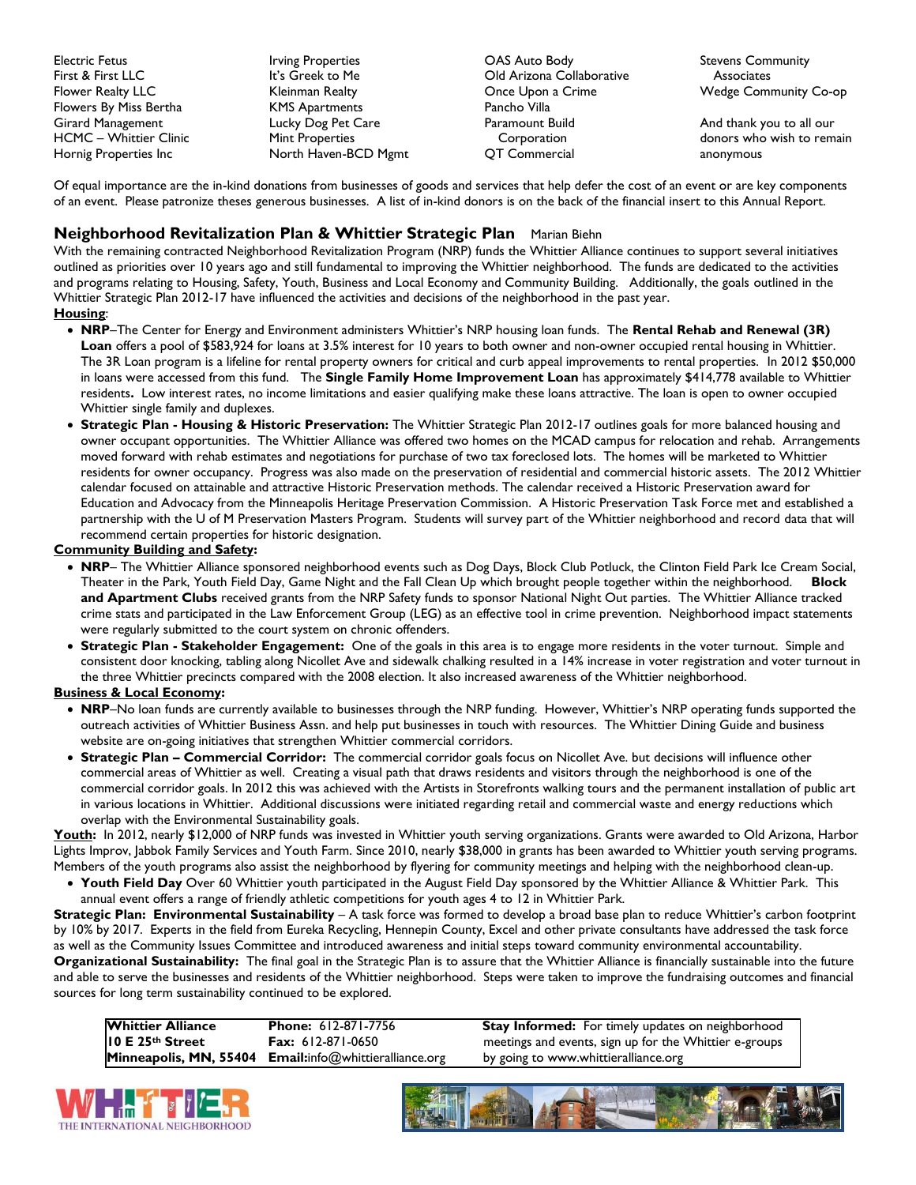Electric Fetus
First & First LLC
Flower Realty LLC
Flowers By Miss Bertha
Girard Management
HCMC – Whittier Clinic
Hornig Properties Inc

Irving Properties
It's Greek to Me
Kleinman Realty
KMS Apartments
Lucky Dog Pet Care
Mint Properties
North Haven-BCD Mgmt

OAS Auto Body
Old Arizona Collaborative
Once Upon a Crime
Pancho Villa
Paramount Build Corporation
QT Commercial

Stevens Community Associates
Wedge Community Co-op

And thank you to all our donors who wish to remain anonymous

Of equal importance are the in-kind donations from businesses of goods and services that help defer the cost of an event or are key components of an event. Please patronize theses generous businesses. A list of in-kind donors is on the back of the financial insert to this Annual Report.

## Neighborhood Revitalization Plan & Whittier Strategic Plan   Marian Biehn

With the remaining contracted Neighborhood Revitalization Program (NRP) funds the Whittier Alliance continues to support several initiatives outlined as priorities over 10 years ago and still fundamental to improving the Whittier neighborhood. The funds are dedicated to the activities and programs relating to Housing, Safety, Youth, Business and Local Economy and Community Building. Additionally, the goals outlined in the Whittier Strategic Plan 2012-17 have influenced the activities and decisions of the neighborhood in the past year.

**Housing**:

- **NRP**–The Center for Energy and Environment administers Whittier's NRP housing loan funds. The **Rental Rehab and Renewal (3R) Loan** offers a pool of $583,924 for loans at 3.5% interest for 10 years to both owner and non-owner occupied rental housing in Whittier. The 3R Loan program is a lifeline for rental property owners for critical and curb appeal improvements to rental properties. In 2012 $50,000 in loans were accessed from this fund. The **Single Family Home Improvement Loan** has approximately $414,778 available to Whittier residents**.** Low interest rates, no income limitations and easier qualifying make these loans attractive. The loan is open to owner occupied Whittier single family and duplexes.
- **Strategic Plan - Housing & Historic Preservation:** The Whittier Strategic Plan 2012-17 outlines goals for more balanced housing and owner occupant opportunities. The Whittier Alliance was offered two homes on the MCAD campus for relocation and rehab. Arrangements moved forward with rehab estimates and negotiations for purchase of two tax foreclosed lots. The homes will be marketed to Whittier residents for owner occupancy. Progress was also made on the preservation of residential and commercial historic assets. The 2012 Whittier calendar focused on attainable and attractive Historic Preservation methods. The calendar received a Historic Preservation award for Education and Advocacy from the Minneapolis Heritage Preservation Commission. A Historic Preservation Task Force met and established a partnership with the U of M Preservation Masters Program. Students will survey part of the Whittier neighborhood and record data that will recommend certain properties for historic designation.

**Community Building and Safety:**

- **NRP**– The Whittier Alliance sponsored neighborhood events such as Dog Days, Block Club Potluck, the Clinton Field Park Ice Cream Social, Theater in the Park, Youth Field Day, Game Night and the Fall Clean Up which brought people together within the neighborhood. **Block and Apartment Clubs** received grants from the NRP Safety funds to sponsor National Night Out parties. The Whittier Alliance tracked crime stats and participated in the Law Enforcement Group (LEG) as an effective tool in crime prevention. Neighborhood impact statements were regularly submitted to the court system on chronic offenders.
- **Strategic Plan - Stakeholder Engagement:** One of the goals in this area is to engage more residents in the voter turnout. Simple and consistent door knocking, tabling along Nicollet Ave and sidewalk chalking resulted in a 14% increase in voter registration and voter turnout in the three Whittier precincts compared with the 2008 election. It also increased awareness of the Whittier neighborhood.

**Business & Local Economy:**

- **NRP**–No loan funds are currently available to businesses through the NRP funding. However, Whittier's NRP operating funds supported the outreach activities of Whittier Business Assn. and help put businesses in touch with resources. The Whittier Dining Guide and business website are on-going initiatives that strengthen Whittier commercial corridors.
- **Strategic Plan – Commercial Corridor:** The commercial corridor goals focus on Nicollet Ave. but decisions will influence other commercial areas of Whittier as well. Creating a visual path that draws residents and visitors through the neighborhood is one of the commercial corridor goals. In 2012 this was achieved with the Artists in Storefronts walking tours and the permanent installation of public art in various locations in Whittier. Additional discussions were initiated regarding retail and commercial waste and energy reductions which overlap with the Environmental Sustainability goals.

**Youth:** In 2012, nearly $12,000 of NRP funds was invested in Whittier youth serving organizations. Grants were awarded to Old Arizona, Harbor Lights Improv, Jabbok Family Services and Youth Farm. Since 2010, nearly $38,000 in grants has been awarded to Whittier youth serving programs. Members of the youth programs also assist the neighborhood by flyering for community meetings and helping with the neighborhood clean-up.

- **Youth Field Day** Over 60 Whittier youth participated in the August Field Day sponsored by the Whittier Alliance & Whittier Park. This annual event offers a range of friendly athletic competitions for youth ages 4 to 12 in Whittier Park.

**Strategic Plan: Environmental Sustainability** – A task force was formed to develop a broad base plan to reduce Whittier's carbon footprint by 10% by 2017. Experts in the field from Eureka Recycling, Hennepin County, Excel and other private consultants have addressed the task force as well as the Community Issues Committee and introduced awareness and initial steps toward community environmental accountability.

**Organizational Sustainability:** The final goal in the Strategic Plan is to assure that the Whittier Alliance is financially sustainable into the future and able to serve the businesses and residents of the Whittier neighborhood. Steps were taken to improve the fundraising outcomes and financial sources for long term sustainability continued to be explored.

**Whittier Alliance**
**10 E 25th Street**
**Minneapolis, MN, 55404**

**Phone:** 612-871-7756
**Fax:** 612-871-0650
**Email:**info@whittieralliance.org

**Stay Informed:** For timely updates on neighborhood meetings and events, sign up for the Whittier e-groups by going to www.whittieralliance.org

WHITTIER
THE INTERNATIONAL NEIGHBORHOOD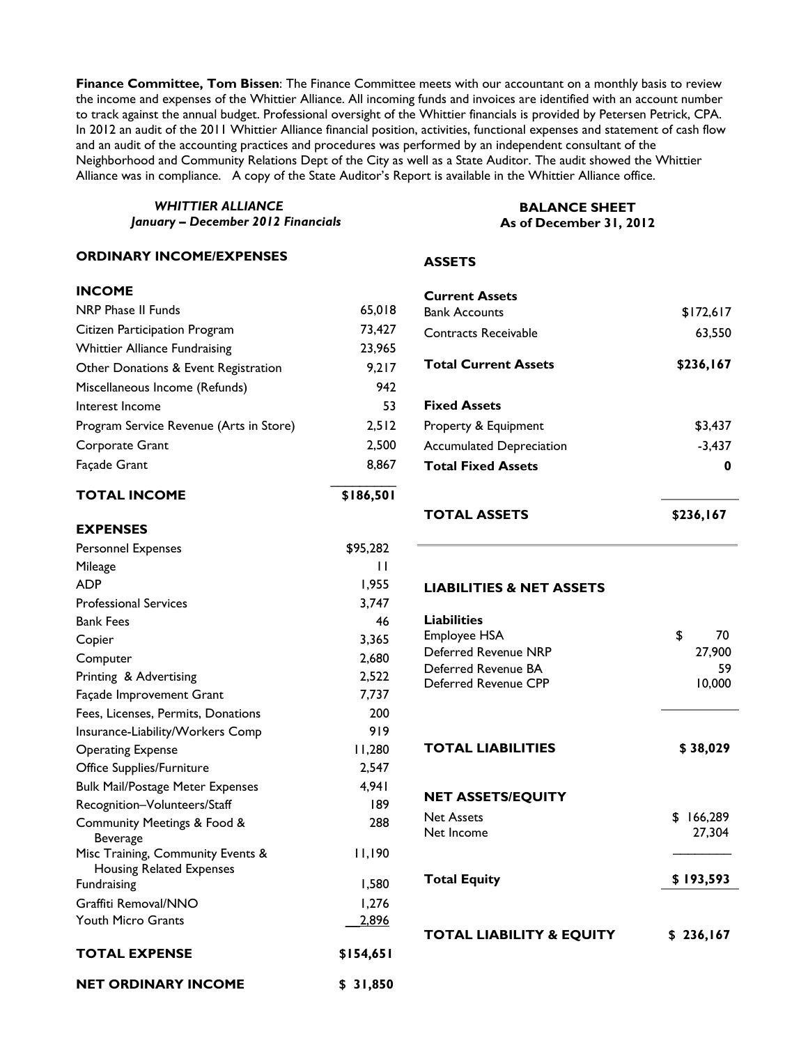**Finance Committee, Tom Bissen**: The Finance Committee meets with our accountant on a monthly basis to review the income and expenses of the Whittier Alliance. All incoming funds and invoices are identified with an account number to track against the annual budget. Professional oversight of the Whittier financials is provided by Petersen Petrick, CPA. In 2012 an audit of the 2011 Whittier Alliance financial position, activities, functional expenses and statement of cash flow and an audit of the accounting practices and procedures was performed by an independent consultant of the Neighborhood and Community Relations Dept of the City as well as a State Auditor. The audit showed the Whittier Alliance was in compliance. A copy of the State Auditor's Report is available in the Whittier Alliance office.

***WHITTIER ALLIANCE***
***January – December 2012 Financials***

**ORDINARY INCOME/EXPENSES**

| **INCOME** | |
|---|---|
| NRP Phase II Funds | 65,018 |
| Citizen Participation Program | 73,427 |
| Whittier Alliance Fundraising | 23,965 |
| Other Donations & Event Registration | 9,217 |
| Miscellaneous Income (Refunds) | 942 |
| Interest Income | 53 |
| Program Service Revenue (Arts in Store) | 2,512 |
| Corporate Grant | 2,500 |
| Façade Grant | 8,867 |
| **TOTAL INCOME** | **$186,501** |

| **EXPENSES** | |
|---|---|
| Personnel Expenses | $95,282 |
| Mileage | 11 |
| ADP | 1,955 |
| Professional Services | 3,747 |
| Bank Fees | 46 |
| Copier | 3,365 |
| Computer | 2,680 |
| Printing & Advertising | 2,522 |
| Façade Improvement Grant | 7,737 |
| Fees, Licenses, Permits, Donations | 200 |
| Insurance-Liability/Workers Comp | 919 |
| Operating Expense | 11,280 |
| Office Supplies/Furniture | 2,547 |
| Bulk Mail/Postage Meter Expenses | 4,941 |
| Recognition–Volunteers/Staff | 189 |
| Community Meetings & Food & Beverage | 288 |
| Misc Training, Community Events & Housing Related Expenses | 11,190 |
| Fundraising | 1,580 |
| Graffiti Removal/NNO | 1,276 |
| Youth Micro Grants | 2,896 |
| **TOTAL EXPENSE** | **$154,651** |
| **NET ORDINARY INCOME** | **$ 31,850** |

**BALANCE SHEET**
**As of December 31, 2012**

| **ASSETS** | |
|---|---|
| **Current Assets** | |
| Bank Accounts | $172,617 |
| Contracts Receivable | 63,550 |
| **Total Current Assets** | **$236,167** |
| **Fixed Assets** | |
| Property & Equipment | $3,437 |
| Accumulated Depreciation | -3,437 |
| **Total Fixed Assets** | **0** |
| **TOTAL ASSETS** | **$236,167** |

| **LIABILITIES & NET ASSETS** | |
|---|---|
| **Liabilities** | |
| Employee HSA | $ 70 |
| Deferred Revenue NRP | 27,900 |
| Deferred Revenue BA | 59 |
| Deferred Revenue CPP | 10,000 |
| **TOTAL LIABILITIES** | **$ 38,029** |
| **NET ASSETS/EQUITY** | |
| Net Assets | $ 166,289 |
| Net Income | 27,304 |
| **Total Equity** | **$ 193,593** |
| **TOTAL LIABILITY & EQUITY** | **$ 236,167** |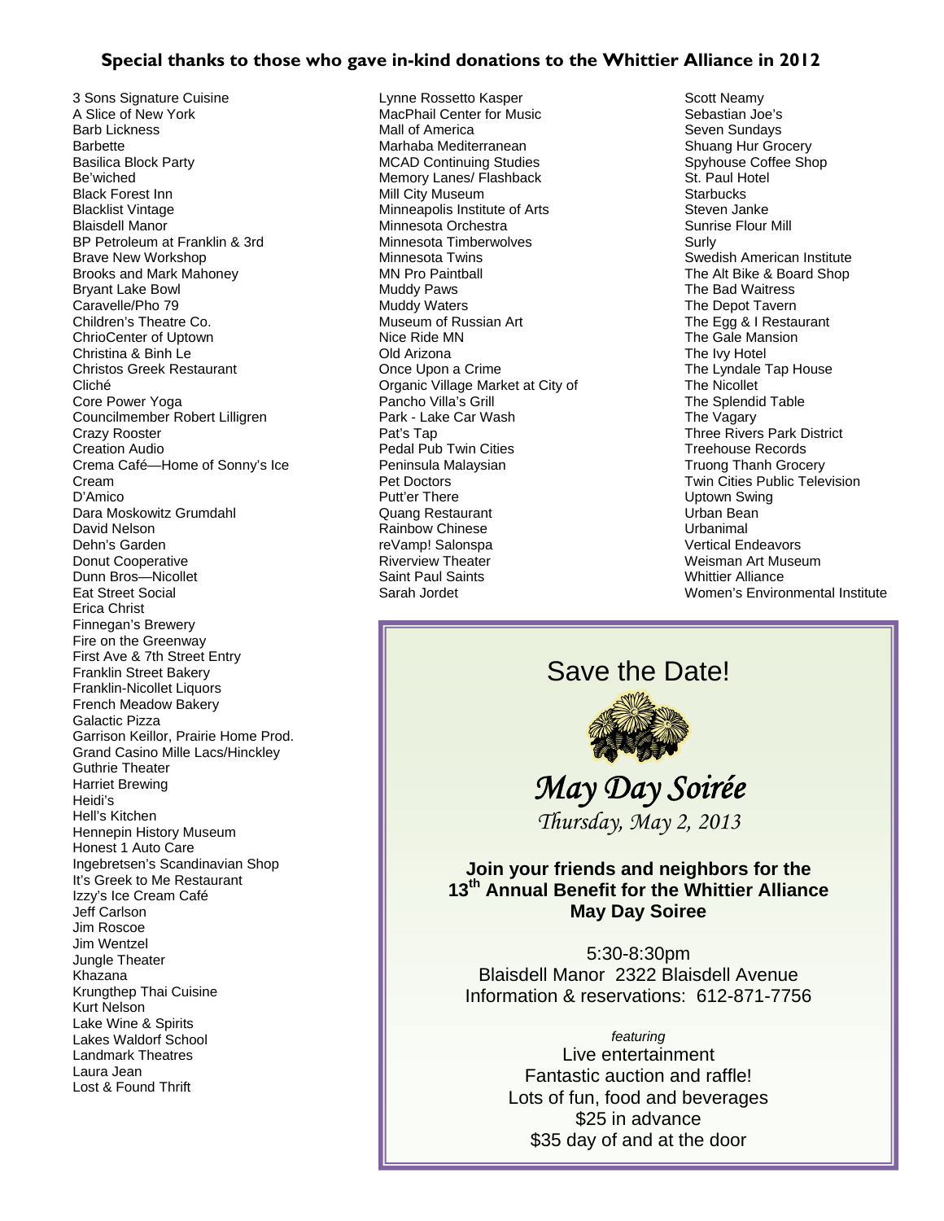## Special thanks to those who gave in-kind donations to the Whittier Alliance in 2012

3 Sons Signature Cuisine
A Slice of New York
Barb Lickness
Barbette
Basilica Block Party
Be'wiched
Black Forest Inn
Blacklist Vintage
Blaisdell Manor
BP Petroleum at Franklin & 3rd
Brave New Workshop
Brooks and Mark Mahoney
Bryant Lake Bowl
Caravelle/Pho 79
Children's Theatre Co.
ChrioCenter of Uptown
Christina & Binh Le
Christos Greek Restaurant
Cliché
Core Power Yoga
Councilmember Robert Lilligren
Crazy Rooster
Creation Audio
Crema Café—Home of Sonny's Ice Cream
D'Amico
Dara Moskowitz Grumdahl
David Nelson
Dehn's Garden
Donut Cooperative
Dunn Bros—Nicollet
Eat Street Social
Erica Christ
Finnegan's Brewery
Fire on the Greenway
First Ave & 7th Street Entry
Franklin Street Bakery
Franklin-Nicollet Liquors
French Meadow Bakery
Galactic Pizza
Garrison Keillor, Prairie Home Prod.
Grand Casino Mille Lacs/Hinckley
Guthrie Theater
Harriet Brewing
Heidi's
Hell's Kitchen
Hennepin History Museum
Honest 1 Auto Care
Ingebretsen's Scandinavian Shop
It's Greek to Me Restaurant
Izzy's Ice Cream Café
Jeff Carlson
Jim Roscoe
Jim Wentzel
Jungle Theater
Khazana
Krungthep Thai Cuisine
Kurt Nelson
Lake Wine & Spirits
Lakes Waldorf School
Landmark Theatres
Laura Jean
Lost & Found Thrift
Lynne Rossetto Kasper
MacPhail Center for Music
Mall of America
Marhaba Mediterranean
MCAD Continuing Studies
Memory Lanes/ Flashback
Mill City Museum
Minneapolis Institute of Arts
Minnesota Orchestra
Minnesota Timberwolves
Minnesota Twins
MN Pro Paintball
Muddy Paws
Muddy Waters
Museum of Russian Art
Nice Ride MN
Old Arizona
Once Upon a Crime
Organic Village Market at City of
Pancho Villa's Grill
Park - Lake Car Wash
Pat's Tap
Pedal Pub Twin Cities
Peninsula Malaysian
Pet Doctors
Putt'er There
Quang Restaurant
Rainbow Chinese
reVamp! Salonspa
Riverview Theater
Saint Paul Saints
Sarah Jordet
Scott Neamy
Sebastian Joe's
Seven Sundays
Shuang Hur Grocery
Spyhouse Coffee Shop
St. Paul Hotel
Starbucks
Steven Janke
Sunrise Flour Mill
Surly
Swedish American Institute
The Alt Bike & Board Shop
The Bad Waitress
The Depot Tavern
The Egg & I Restaurant
The Gale Mansion
The Ivy Hotel
The Lyndale Tap House
The Nicollet
The Splendid Table
The Vagary
Three Rivers Park District
Treehouse Records
Truong Thanh Grocery
Twin Cities Public Television
Uptown Swing
Urban Bean
Urbanimal
Vertical Endeavors
Weisman Art Museum
Whittier Alliance
Women's Environmental Institute

## Save the Date!

### *May Day Soirée*

*Thursday, May 2, 2013*

**Join your friends and neighbors for the 13th Annual Benefit for the Whittier Alliance May Day Soiree**

5:30-8:30pm
Blaisdell Manor 2322 Blaisdell Avenue
Information & reservations: 612-871-7756

*featuring*
Live entertainment
Fantastic auction and raffle!
Lots of fun, food and beverages
$25 in advance
$35 day of and at the door